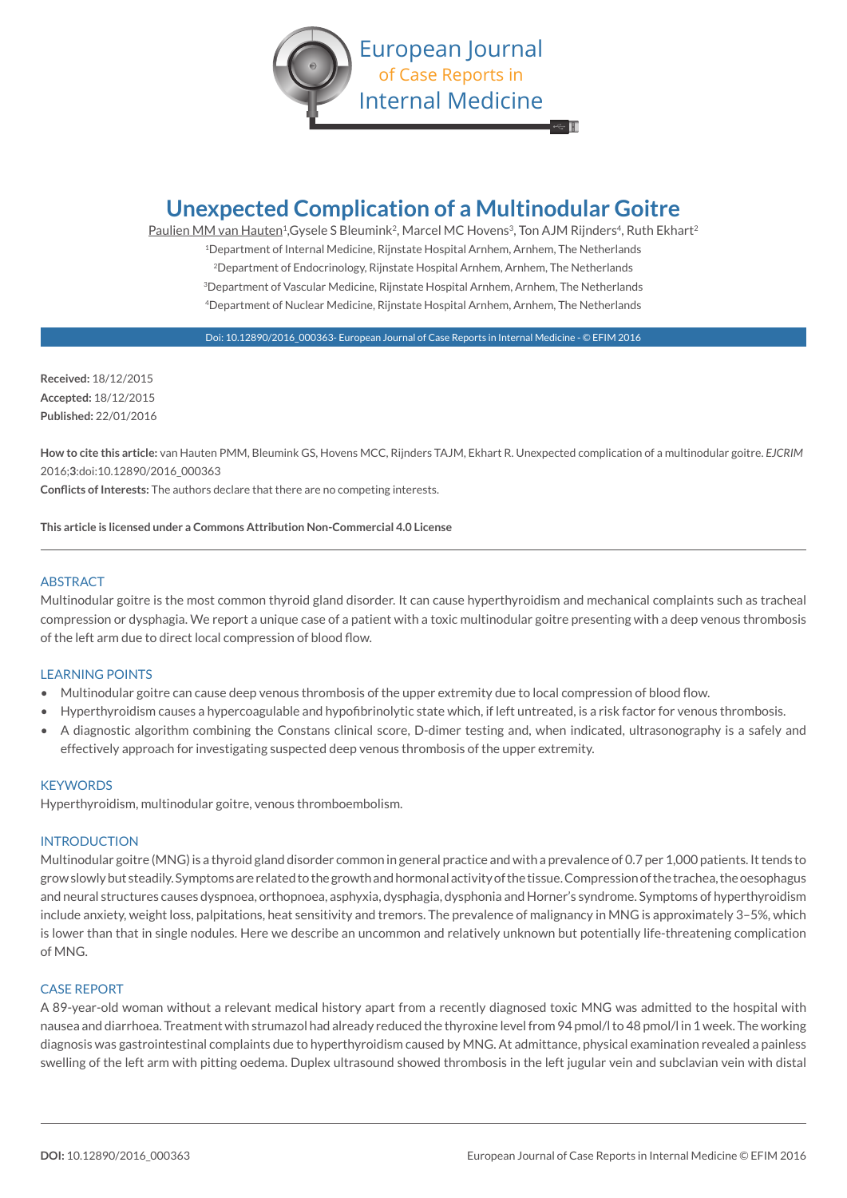# Unexpected Complication of a Multinodular Goitre

Paulien MM van Hauten[1], Gysele S Bleumink[2], Marcel MC Hovens[3], Ton AJM Rijnders[4], Ruth Ekhart[2]

[1]Department of Internal Medicine, Rijnstate Hospital Arnhem, Arnhem, The Netherlands
[2]Department of Endocrinology, Rijnstate Hospital Arnhem, Arnhem, The Netherlands
[3]Department of Vascular Medicine, Rijnstate Hospital Arnhem, Arnhem, The Netherlands
[4]Department of Nuclear Medicine, Rijnstate Hospital Arnhem, Arnhem, The Netherlands

Doi: 10.12890/2016_000363- European Journal of Case Reports in Internal Medicine - © EFIM 2016

**Received:** 18/12/2015
**Accepted:** 18/12/2015
**Published:** 22/01/2016

**How to cite this article:** van Hauten PMM, Bleumink GS, Hovens MCC, Rijnders TAJM, Ekhart R. Unexpected complication of a multinodular goitre. *EJCRIM* 2016;**3**:doi:10.12890/2016_000363
**Conflicts of Interests:** The authors declare that there are no competing interests.

**This article is licensed under a Commons Attribution Non-Commercial 4.0 License**

## ABSTRACT

Multinodular goitre is the most common thyroid gland disorder. It can cause hyperthyroidism and mechanical complaints such as tracheal compression or dysphagia. We report a unique case of a patient with a toxic multinodular goitre presenting with a deep venous thrombosis of the left arm due to direct local compression of blood flow.

## LEARNING POINTS

- Multinodular goitre can cause deep venous thrombosis of the upper extremity due to local compression of blood flow.
- Hyperthyroidism causes a hypercoagulable and hypofibrinolytic state which, if left untreated, is a risk factor for venous thrombosis.
- A diagnostic algorithm combining the Constans clinical score, D-dimer testing and, when indicated, ultrasonography is a safely and effectively approach for investigating suspected deep venous thrombosis of the upper extremity.

## KEYWORDS

Hyperthyroidism, multinodular goitre, venous thromboembolism.

## INTRODUCTION

Multinodular goitre (MNG) is a thyroid gland disorder common in general practice and with a prevalence of 0.7 per 1,000 patients. It tends to grow slowly but steadily. Symptoms are related to the growth and hormonal activity of the tissue. Compression of the trachea, the oesophagus and neural structures causes dyspnoea, orthopnoea, asphyxia, dysphagia, dysphonia and Horner's syndrome. Symptoms of hyperthyroidism include anxiety, weight loss, palpitations, heat sensitivity and tremors. The prevalence of malignancy in MNG is approximately 3–5%, which is lower than that in single nodules. Here we describe an uncommon and relatively unknown but potentially life-threatening complication of MNG.

## CASE REPORT

A 89-year-old woman without a relevant medical history apart from a recently diagnosed toxic MNG was admitted to the hospital with nausea and diarrhoea. Treatment with strumazol had already reduced the thyroxine level from 94 pmol/l to 48 pmol/l in 1 week. The working diagnosis was gastrointestinal complaints due to hyperthyroidism caused by MNG. At admittance, physical examination revealed a painless swelling of the left arm with pitting oedema. Duplex ultrasound showed thrombosis in the left jugular vein and subclavian vein with distal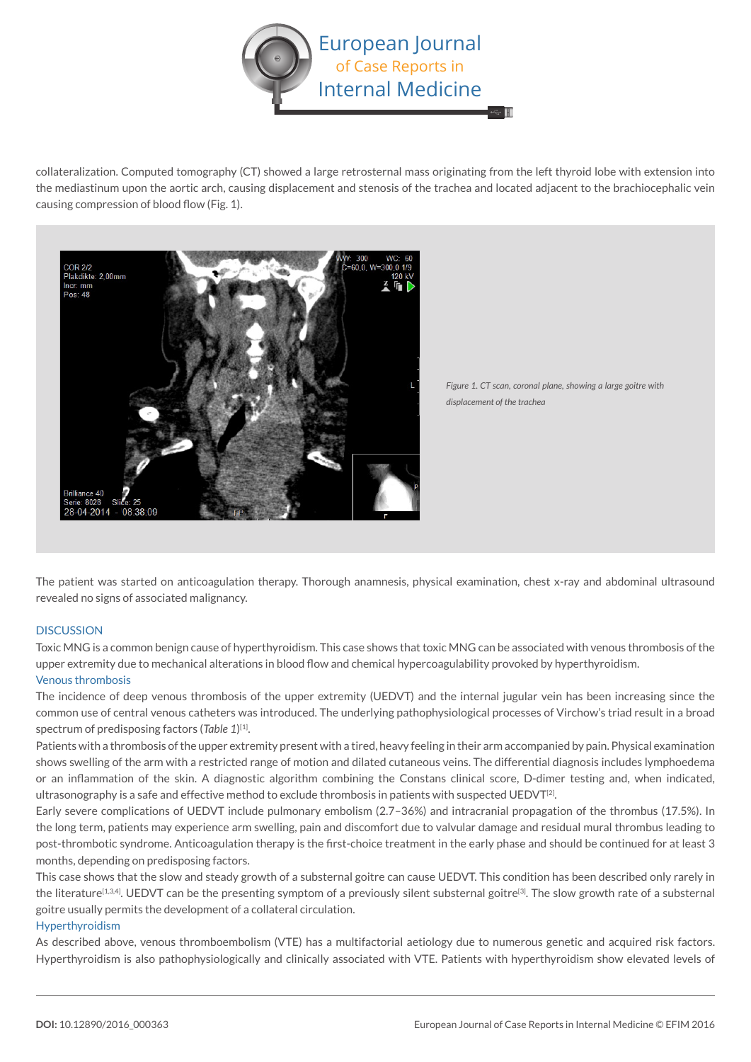collateralization. Computed tomography (CT) showed a large retrosternal mass originating from the left thyroid lobe with extension into the mediastinum upon the aortic arch, causing displacement and stenosis of the trachea and located adjacent to the brachiocephalic vein causing compression of blood flow (Fig. 1).

*Figure 1. CT scan, coronal plane, showing a large goitre with displacement of the trachea*

The patient was started on anticoagulation therapy. Thorough anamnesis, physical examination, chest x-ray and abdominal ultrasound revealed no signs of associated malignancy.

## DISCUSSION

Toxic MNG is a common benign cause of hyperthyroidism. This case shows that toxic MNG can be associated with venous thrombosis of the upper extremity due to mechanical alterations in blood flow and chemical hypercoagulability provoked by hyperthyroidism.

### Venous thrombosis

The incidence of deep venous thrombosis of the upper extremity (UEDVT) and the internal jugular vein has been increasing since the common use of central venous catheters was introduced. The underlying pathophysiological processes of Virchow's triad result in a broad spectrum of predisposing factors (*Table 1*)[1].

Patients with a thrombosis of the upper extremity present with a tired, heavy feeling in their arm accompanied by pain. Physical examination shows swelling of the arm with a restricted range of motion and dilated cutaneous veins. The differential diagnosis includes lymphoedema or an inflammation of the skin. A diagnostic algorithm combining the Constans clinical score, D-dimer testing and, when indicated, ultrasonography is a safe and effective method to exclude thrombosis in patients with suspected UEDVT[2].

Early severe complications of UEDVT include pulmonary embolism (2.7–36%) and intracranial propagation of the thrombus (17.5%). In the long term, patients may experience arm swelling, pain and discomfort due to valvular damage and residual mural thrombus leading to post-thrombotic syndrome. Anticoagulation therapy is the first-choice treatment in the early phase and should be continued for at least 3 months, depending on predisposing factors.

This case shows that the slow and steady growth of a substernal goitre can cause UEDVT. This condition has been described only rarely in the literature[1,3,4]. UEDVT can be the presenting symptom of a previously silent substernal goitre[3]. The slow growth rate of a substernal goitre usually permits the development of a collateral circulation.

### Hyperthyroidism

As described above, venous thromboembolism (VTE) has a multifactorial aetiology due to numerous genetic and acquired risk factors. Hyperthyroidism is also pathophysiologically and clinically associated with VTE. Patients with hyperthyroidism show elevated levels of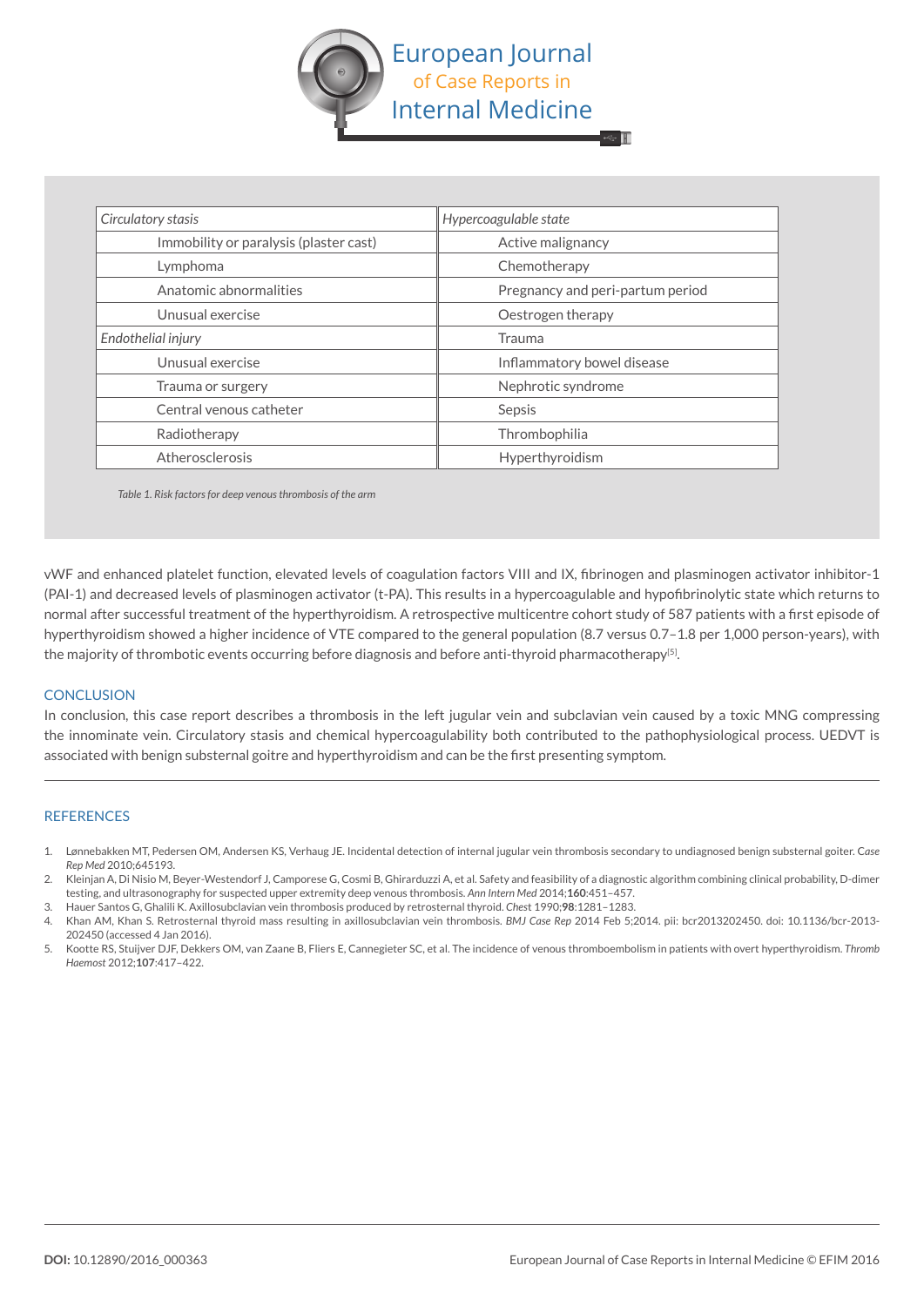| | |
|---|---|
| *Circulatory stasis* | *Hypercoagulable state* |
| Immobility or paralysis (plaster cast) | Active malignancy |
| Lymphoma | Chemotherapy |
| Anatomic abnormalities | Pregnancy and peri-partum period |
| Unusual exercise | Oestrogen therapy |
| *Endothelial injury* | Trauma |
| Unusual exercise | Inflammatory bowel disease |
| Trauma or surgery | Nephrotic syndrome |
| Central venous catheter | Sepsis |
| Radiotherapy | Thrombophilia |
| Atherosclerosis | Hyperthyroidism |

*Table 1. Risk factors for deep venous thrombosis of the arm*

vWF and enhanced platelet function, elevated levels of coagulation factors VIII and IX, fibrinogen and plasminogen activator inhibitor-1 (PAI-1) and decreased levels of plasminogen activator (t-PA). This results in a hypercoagulable and hypofibrinolytic state which returns to normal after successful treatment of the hyperthyroidism. A retrospective multicentre cohort study of 587 patients with a first episode of hyperthyroidism showed a higher incidence of VTE compared to the general population (8.7 versus 0.7–1.8 per 1,000 person-years), with the majority of thrombotic events occurring before diagnosis and before anti-thyroid pharmacotherapy[5].

## CONCLUSION

In conclusion, this case report describes a thrombosis in the left jugular vein and subclavian vein caused by a toxic MNG compressing the innominate vein. Circulatory stasis and chemical hypercoagulability both contributed to the pathophysiological process. UEDVT is associated with benign substernal goitre and hyperthyroidism and can be the first presenting symptom.

## REFERENCES

1. Lønnebakken MT, Pedersen OM, Andersen KS, Verhaug JE. Incidental detection of internal jugular vein thrombosis secondary to undiagnosed benign substernal goiter. *Case Rep Med* 2010;645193.
2. Kleinjan A, Di Nisio M, Beyer-Westendorf J, Camporese G, Cosmi B, Ghirarduzzi A, et al. Safety and feasibility of a diagnostic algorithm combining clinical probability, D-dimer testing, and ultrasonography for suspected upper extremity deep venous thrombosis. *Ann Intern Med* 2014;**160**:451–457.
3. Hauer Santos G, Ghalili K. Axillosubclavian vein thrombosis produced by retrosternal thyroid. *Chest* 1990;**98**:1281–1283.
4. Khan AM, Khan S. Retrosternal thyroid mass resulting in axillosubclavian vein thrombosis. *BMJ Case Rep* 2014 Feb 5;2014. pii: bcr2013202450. doi: 10.1136/bcr-2013-202450 (accessed 4 Jan 2016).
5. Kootte RS, Stuijver DJF, Dekkers OM, van Zaane B, Fliers E, Cannegieter SC, et al. The incidence of venous thromboembolism in patients with overt hyperthyroidism. *Thromb Haemost* 2012;**107**:417–422.